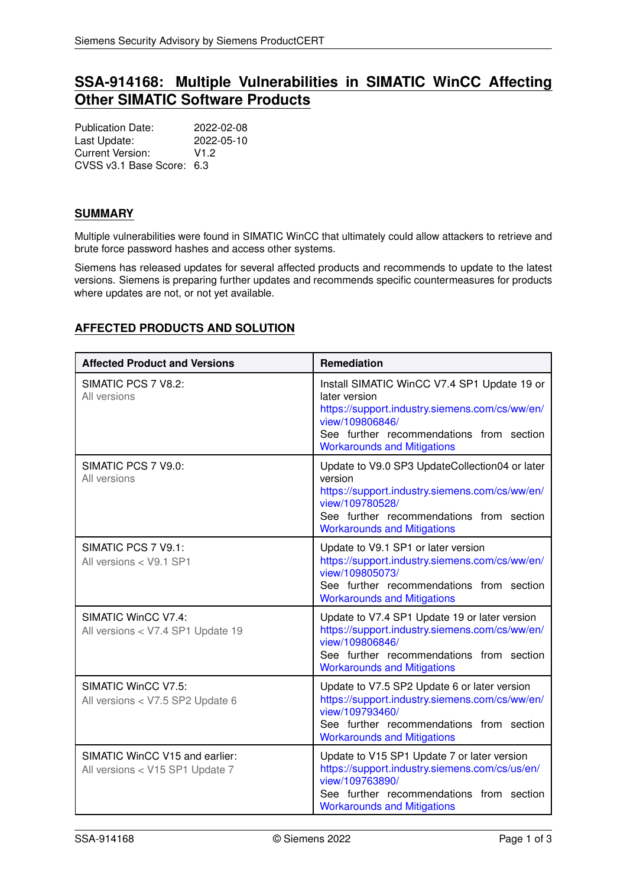# SSA-914168: Multiple Vulnerabilities in SIMATIC WinCC Affecting Other SIMATIC Software Products

Publication Date: 2022-02-08
Last Update: 2022-05-10
Current Version: V1.2
CVSS v3.1 Base Score: 6.3

## SUMMARY

Multiple vulnerabilities were found in SIMATIC WinCC that ultimately could allow attackers to retrieve and brute force password hashes and access other systems.

Siemens has released updates for several affected products and recommends to update to the latest versions. Siemens is preparing further updates and recommends specific countermeasures for products where updates are not, or not yet available.

## AFFECTED PRODUCTS AND SOLUTION

| Affected Product and Versions | Remediation |
| --- | --- |
| SIMATIC PCS 7 V8.2:<br>All versions | Install SIMATIC WinCC V7.4 SP1 Update 19 or later version<br>https://support.industry.siemens.com/cs/ww/en/view/109806846/<br>See further recommendations from section Workarounds and Mitigations |
| SIMATIC PCS 7 V9.0:<br>All versions | Update to V9.0 SP3 UpdateCollection04 or later version<br>https://support.industry.siemens.com/cs/ww/en/view/109780528/<br>See further recommendations from section Workarounds and Mitigations |
| SIMATIC PCS 7 V9.1:<br>All versions < V9.1 SP1 | Update to V9.1 SP1 or later version<br>https://support.industry.siemens.com/cs/ww/en/view/109805073/<br>See further recommendations from section Workarounds and Mitigations |
| SIMATIC WinCC V7.4:<br>All versions < V7.4 SP1 Update 19 | Update to V7.4 SP1 Update 19 or later version<br>https://support.industry.siemens.com/cs/ww/en/view/109806846/<br>See further recommendations from section Workarounds and Mitigations |
| SIMATIC WinCC V7.5:<br>All versions < V7.5 SP2 Update 6 | Update to V7.5 SP2 Update 6 or later version<br>https://support.industry.siemens.com/cs/ww/en/view/109793460/<br>See further recommendations from section Workarounds and Mitigations |
| SIMATIC WinCC V15 and earlier:<br>All versions < V15 SP1 Update 7 | Update to V15 SP1 Update 7 or later version<br>https://support.industry.siemens.com/cs/us/en/view/109763890/<br>See further recommendations from section Workarounds and Mitigations |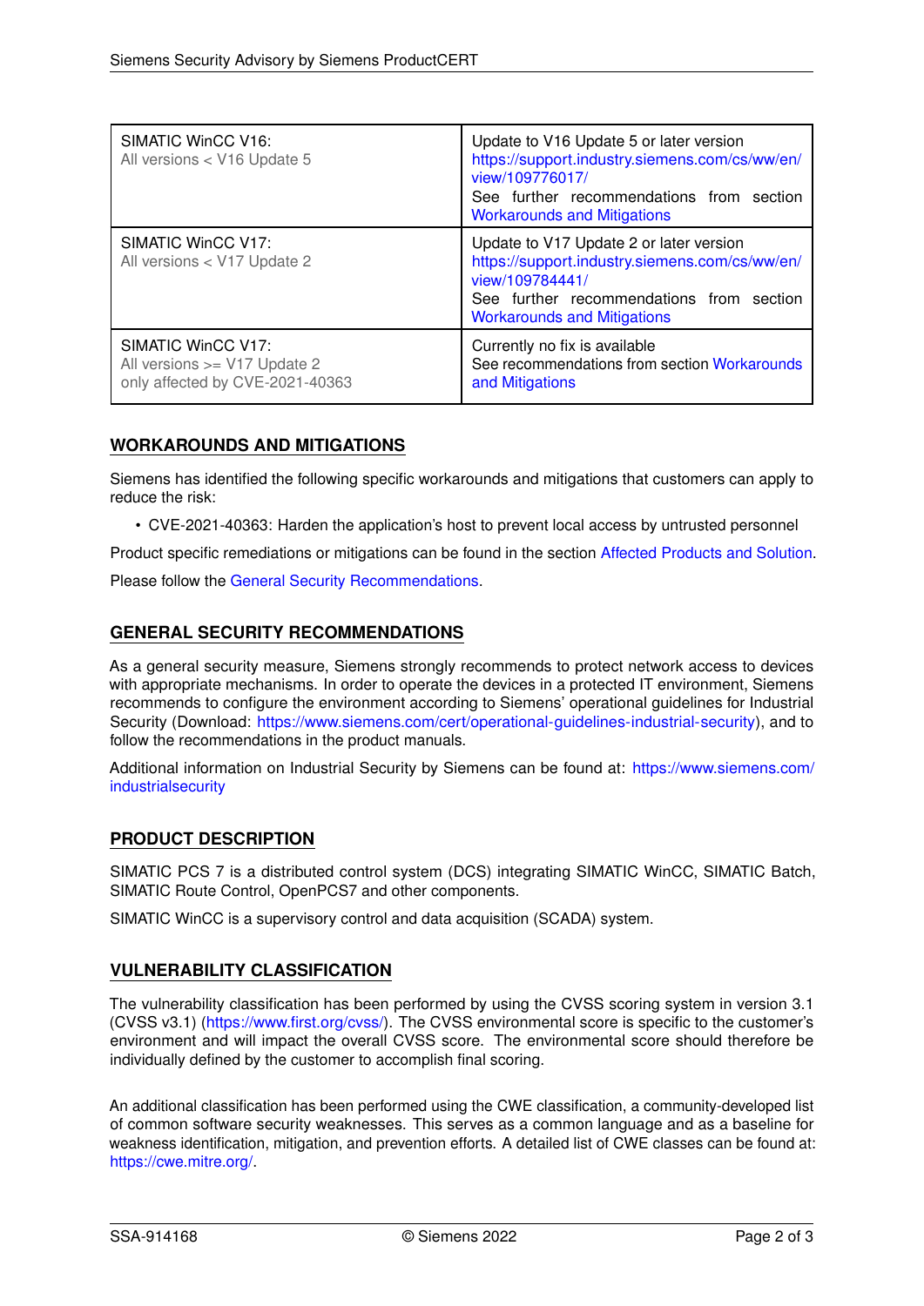| | |
|---|---|
| SIMATIC WinCC V16:<br>All versions < V16 Update 5 | Update to V16 Update 5 or later version<br>https://support.industry.siemens.com/cs/ww/en/view/109776017/<br>See further recommendations from section Workarounds and Mitigations |
| SIMATIC WinCC V17:<br>All versions < V17 Update 2 | Update to V17 Update 2 or later version<br>https://support.industry.siemens.com/cs/ww/en/view/109784441/<br>See further recommendations from section Workarounds and Mitigations |
| SIMATIC WinCC V17:<br>All versions >= V17 Update 2<br>only affected by CVE-2021-40363 | Currently no fix is available<br>See recommendations from section Workarounds and Mitigations |

## WORKAROUNDS AND MITIGATIONS

Siemens has identified the following specific workarounds and mitigations that customers can apply to reduce the risk:

- CVE-2021-40363: Harden the application's host to prevent local access by untrusted personnel

Product specific remediations or mitigations can be found in the section Affected Products and Solution.

Please follow the General Security Recommendations.

## GENERAL SECURITY RECOMMENDATIONS

As a general security measure, Siemens strongly recommends to protect network access to devices with appropriate mechanisms. In order to operate the devices in a protected IT environment, Siemens recommends to configure the environment according to Siemens' operational guidelines for Industrial Security (Download: https://www.siemens.com/cert/operational-guidelines-industrial-security), and to follow the recommendations in the product manuals.

Additional information on Industrial Security by Siemens can be found at: https://www.siemens.com/industrialsecurity

## PRODUCT DESCRIPTION

SIMATIC PCS 7 is a distributed control system (DCS) integrating SIMATIC WinCC, SIMATIC Batch, SIMATIC Route Control, OpenPCS7 and other components.

SIMATIC WinCC is a supervisory control and data acquisition (SCADA) system.

## VULNERABILITY CLASSIFICATION

The vulnerability classification has been performed by using the CVSS scoring system in version 3.1 (CVSS v3.1) (https://www.first.org/cvss/). The CVSS environmental score is specific to the customer's environment and will impact the overall CVSS score. The environmental score should therefore be individually defined by the customer to accomplish final scoring.

An additional classification has been performed using the CWE classification, a community-developed list of common software security weaknesses. This serves as a common language and as a baseline for weakness identification, mitigation, and prevention efforts. A detailed list of CWE classes can be found at: https://cwe.mitre.org/.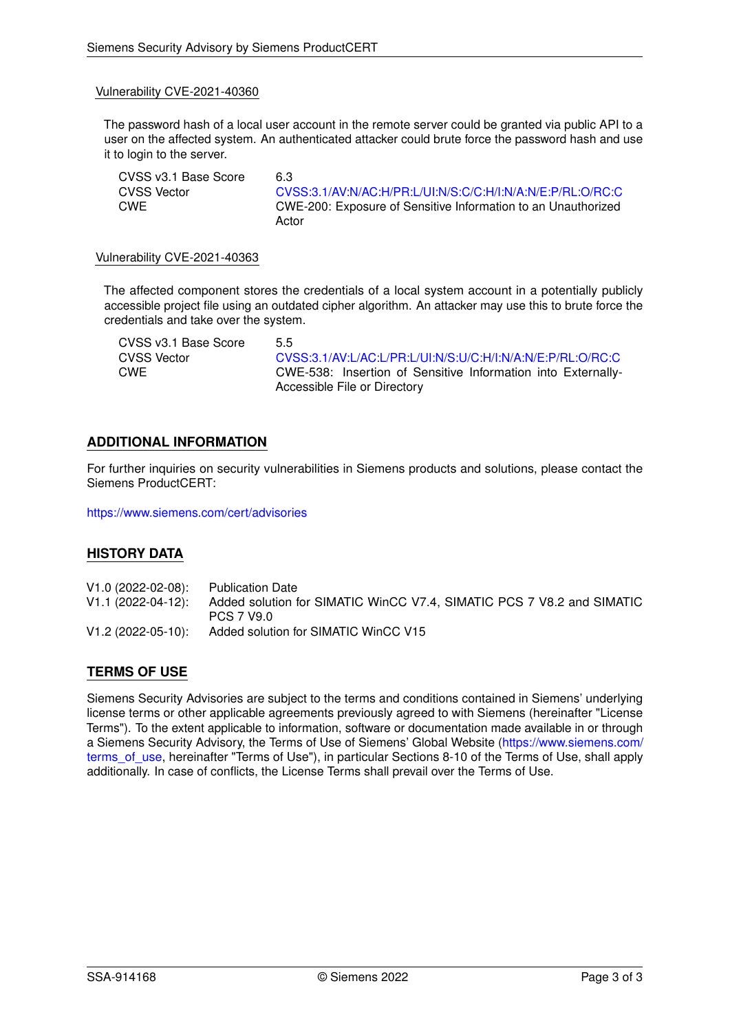### Vulnerability CVE-2021-40360

The password hash of a local user account in the remote server could be granted via public API to a user on the affected system. An authenticated attacker could brute force the password hash and use it to login to the server.

| | |
|---|---|
| CVSS v3.1 Base Score | 6.3 |
| CVSS Vector | CVSS:3.1/AV:N/AC:H/PR:L/UI:N/S:C/C:H/I:N/A:N/E:P/RL:O/RC:C |
| CWE | CWE-200: Exposure of Sensitive Information to an Unauthorized Actor |

### Vulnerability CVE-2021-40363

The affected component stores the credentials of a local system account in a potentially publicly accessible project file using an outdated cipher algorithm. An attacker may use this to brute force the credentials and take over the system.

| | |
|---|---|
| CVSS v3.1 Base Score | 5.5 |
| CVSS Vector | CVSS:3.1/AV:L/AC:L/PR:L/UI:N/S:U/C:H/I:N/A:N/E:P/RL:O/RC:C |
| CWE | CWE-538: Insertion of Sensitive Information into Externally-Accessible File or Directory |

## ADDITIONAL INFORMATION

For further inquiries on security vulnerabilities in Siemens products and solutions, please contact the Siemens ProductCERT:

https://www.siemens.com/cert/advisories

## HISTORY DATA

| | |
|---|---|
| V1.0 (2022-02-08): | Publication Date |
| V1.1 (2022-04-12): | Added solution for SIMATIC WinCC V7.4, SIMATIC PCS 7 V8.2 and SIMATIC PCS 7 V9.0 |
| V1.2 (2022-05-10): | Added solution for SIMATIC WinCC V15 |

## TERMS OF USE

Siemens Security Advisories are subject to the terms and conditions contained in Siemens' underlying license terms or other applicable agreements previously agreed to with Siemens (hereinafter "License Terms"). To the extent applicable to information, software or documentation made available in or through a Siemens Security Advisory, the Terms of Use of Siemens' Global Website (https://www.siemens.com/terms_of_use, hereinafter "Terms of Use"), in particular Sections 8-10 of the Terms of Use, shall apply additionally. In case of conflicts, the License Terms shall prevail over the Terms of Use.